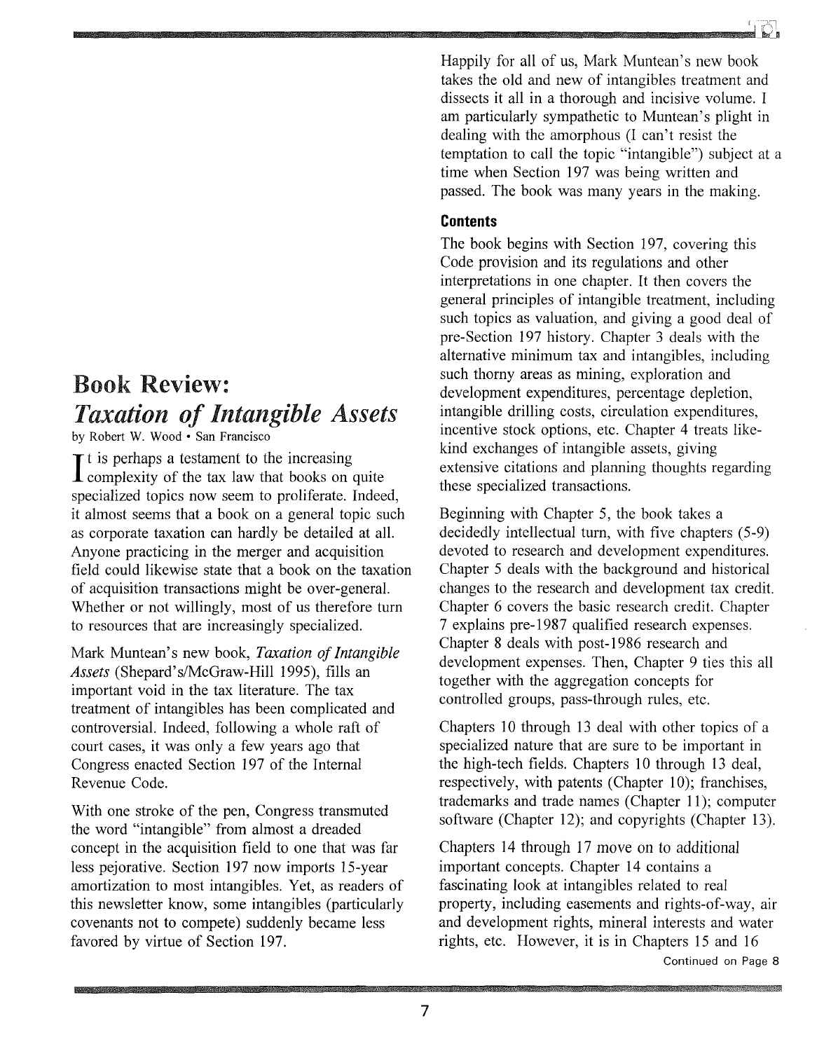# Book Review: *Taxation of Intangible Assets*

by Robert W. Wood • San Francisco

It is perhaps a testament to the increasing complexity of the tax law that books on quite specialized topics now seem to proliferate. Indeed, it almost seems that a book on a general topic such as corporate taxation can hardly be detailed at all. Anyone practicing in the merger and acquisition field could likewise state that a book on the taxation of acquisition transactions might be over-general. Whether or not willingly, most of us therefore turn to resources that are increasingly specialized.

Mark Muntean's new book, *Taxation of Intangible Assets* (Shepard's/McGraw-Hill 1995), fills an important void in the tax literature. The tax treatment of intangibles has been complicated and controversial. Indeed, following a whole raft of court cases, it was only a few years ago that Congress enacted Section 197 of the Internal Revenue Code.

With one stroke of the pen, Congress transmuted the word "intangible" from almost a dreaded concept in the acquisition field to one that was far less pejorative. Section 197 now imports 15-year amortization to most intangibles. Yet, as readers of this newsletter know, some intangibles (particularly covenants not to compete) suddenly became less favored by virtue of Section 197.

Happily for all of us, Mark Muntean's new book takes the old and new of intangibles treatment and dissects it all in a thorough and incisive volume. I am particularly sympathetic to Muntean's plight in dealing with the amorphous (I can't resist the temptation to call the topic "intangible") subject at a time when Section 197 was being written and passed. The book was many years in the making.

### Contents

The book begins with Section 197, covering this Code provision and its regulations and other interpretations in one chapter. It then covers the general principles of intangible treatment, including such topics as valuation, and giving a good deal of pre-Section 197 history. Chapter 3 deals with the alternative minimum tax and intangibles, including such thorny areas as mining, exploration and development expenditures, percentage depletion, intangible drilling costs, circulation expenditures, incentive stock options, etc. Chapter 4 treats like-kind exchanges of intangible assets, giving extensive citations and planning thoughts regarding these specialized transactions.

Beginning with Chapter 5, the book takes a decidedly intellectual turn, with five chapters (5-9) devoted to research and development expenditures. Chapter 5 deals with the background and historical changes to the research and development tax credit. Chapter 6 covers the basic research credit. Chapter 7 explains pre-1987 qualified research expenses. Chapter 8 deals with post-1986 research and development expenses. Then, Chapter 9 ties this all together with the aggregation concepts for controlled groups, pass-through rules, etc.

Chapters 10 through 13 deal with other topics of a specialized nature that are sure to be important in the high-tech fields. Chapters 10 through 13 deal, respectively, with patents (Chapter 10); franchises, trademarks and trade names (Chapter 11); computer software (Chapter 12); and copyrights (Chapter 13).

Chapters 14 through 17 move on to additional important concepts. Chapter 14 contains a fascinating look at intangibles related to real property, including easements and rights-of-way, air and development rights, mineral interests and water rights, etc. However, it is in Chapters 15 and 16

Continued on Page 8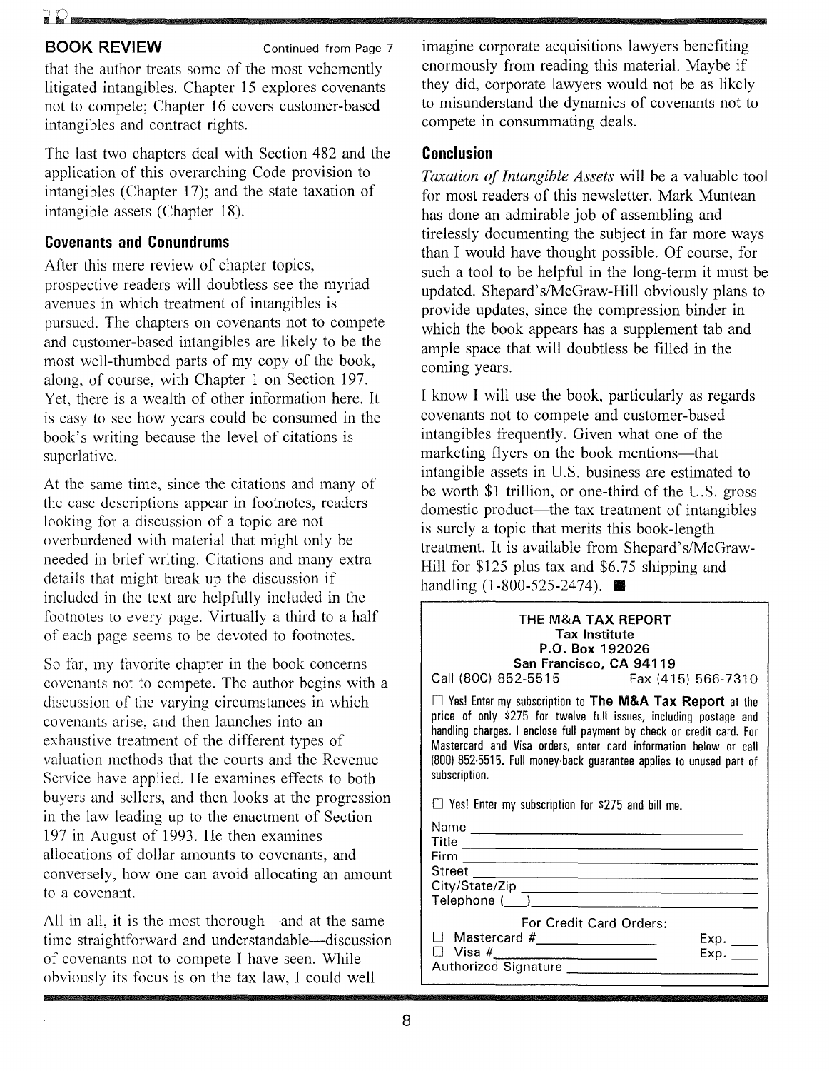**BOOK REVIEW** Continued from Page 7

that the author treats some of the most vehemently litigated intangibles. Chapter 15 explores covenants not to compete; Chapter 16 covers customer-based intangibles and contract rights.

The last two chapters deal with Section 482 and the application of this overarching Code provision to intangibles (Chapter 17); and the state taxation of intangible assets (Chapter 18).

### Covenants and Conundrums

After this mere review of chapter topics, prospective readers will doubtless see the myriad avenues in which treatment of intangibles is pursued. The chapters on covenants not to compete and customer-based intangibles are likely to be the most well-thumbed parts of my copy of the book, along, of course, with Chapter 1 on Section 197. Yet, there is a wealth of other information here. It is easy to see how years could be consumed in the book's writing because the level of citations is superlative.

At the same time, since the citations and many of the case descriptions appear in footnotes, readers looking for a discussion of a topic are not overburdened with material that might only be needed in brief writing. Citations and many extra details that might break up the discussion if included in the text are helpfully included in the footnotes to every page. Virtually a third to a half of each page seems to be devoted to footnotes.

So far, my favorite chapter in the book concerns covenants not to compete. The author begins with a discussion of the varying circumstances in which covenants arise, and then launches into an exhaustive treatment of the different types of valuation methods that the courts and the Revenue Service have applied. He examines effects to both buyers and sellers, and then looks at the progression in the law leading up to the enactment of Section 197 in August of 1993. He then examines allocations of dollar amounts to covenants, and conversely, how one can avoid allocating an amount to a covenant.

All in all, it is the most thorough—and at the same time straightforward and understandable—discussion of covenants not to compete I have seen. While obviously its focus is on the tax law, I could well imagine corporate acquisitions lawyers benefiting enormously from reading this material. Maybe if they did, corporate lawyers would not be as likely to misunderstand the dynamics of covenants not to compete in consummating deals.

### Conclusion

*Taxation of Intangible Assets* will be a valuable tool for most readers of this newsletter. Mark Muntean has done an admirable job of assembling and tirelessly documenting the subject in far more ways than I would have thought possible. Of course, for such a tool to be helpful in the long-term it must be updated. Shepard's/McGraw-Hill obviously plans to provide updates, since the compression binder in which the book appears has a supplement tab and ample space that will doubtless be filled in the coming years.

I know I will use the book, particularly as regards covenants not to compete and customer-based intangibles frequently. Given what one of the marketing flyers on the book mentions—that intangible assets in U.S. business are estimated to be worth $1 trillion, or one-third of the U.S. gross domestic product—the tax treatment of intangibles is surely a topic that merits this book-length treatment. It is available from Shepard's/McGraw-Hill for $125 plus tax and $6.75 shipping and handling (1-800-525-2474). ■

---

**THE M&A TAX REPORT**
**Tax Institute**
**P.O. Box 192026**
**San Francisco, CA 94119**
Call (800) 852-5515 Fax (415) 566-7310

☐ Yes! Enter my subscription to **The M&A Tax Report** at the price of only $275 for twelve full issues, including postage and handling charges. I enclose full payment by check or credit card. For Mastercard and Visa orders, enter card information below or call (800) 852-5515. Full money-back guarantee applies to unused part of subscription.

☐ Yes! Enter my subscription for $275 and bill me.

Name ______________________
Title ______________________
Firm ______________________
Street ______________________
City/State/Zip ______________________
Telephone (___)______________________

For Credit Card Orders:
☐ Mastercard #______________ Exp. ___
☐ Visa #______________ Exp. ___
Authorized Signature ______________________